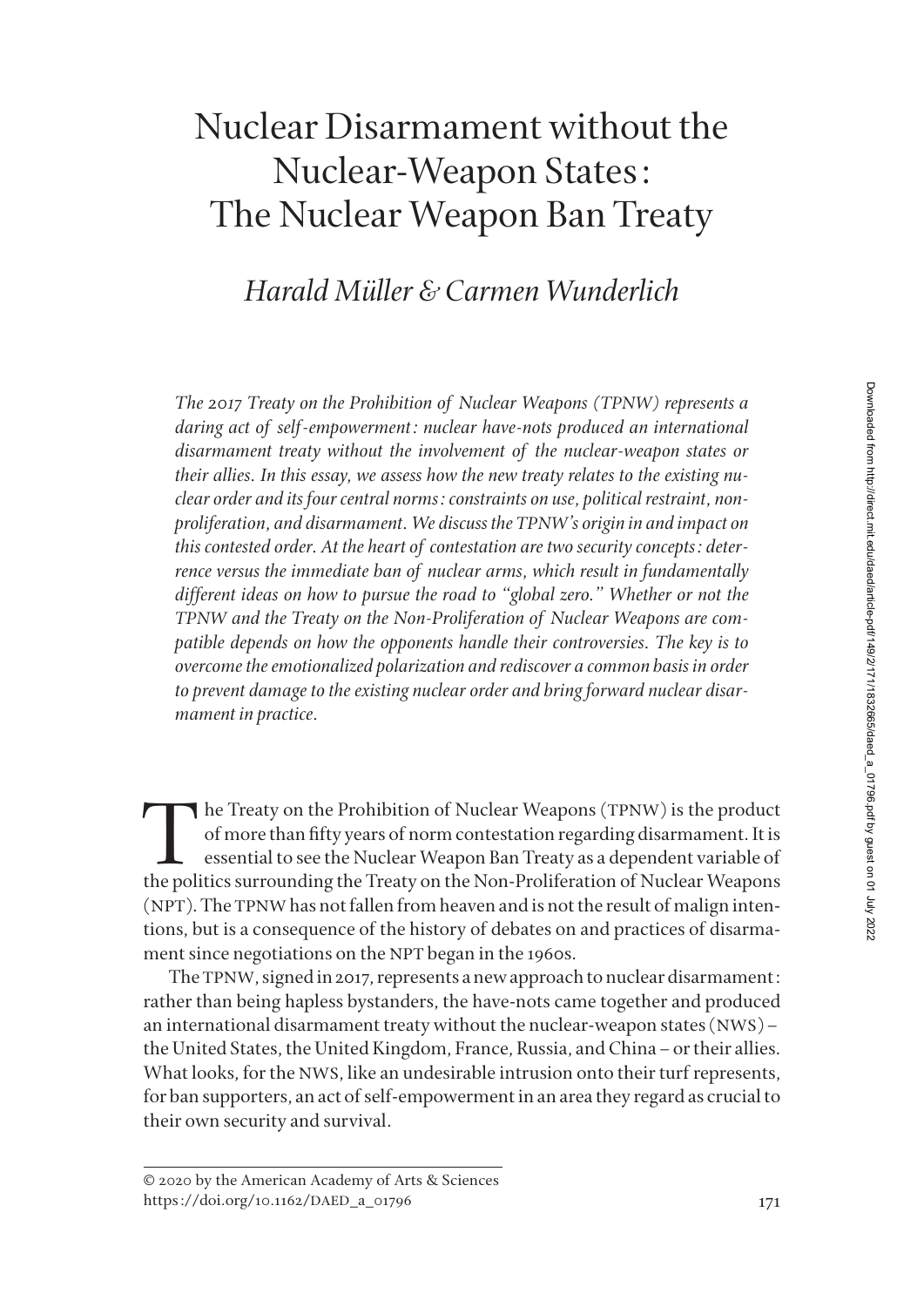# Nuclear Disarmament without the Nuclear-Weapon States: The Nuclear Weapon Ban Treaty

## *Harald Müller & Carmen Wunderlich*

*The 2017 Treaty on the Prohibition of Nuclear Weapons (TPNW) represents a daring act of self-empowerment: nuclear have-nots produced an international disarmament treaty without the involvement of the nuclear-weapon states or their allies. In this essay, we assess how the new treaty relates to the existing nuclear order and its four central norms: constraints on use, political restraint, nonproliferation, and disarmament. We discuss the TPNW's origin in and impact on this contested order. At the heart of contestation are two security concepts: deterrence versus the immediate ban of nuclear arms, which result in fundamentally different ideas on how to pursue the road to "global zero." Whether or not the TPNW and the Treaty on the Non-Proliferation of Nuclear Weapons are compatible depends on how the opponents handle their controversies. The key is to overcome the emotionalized polarization and rediscover a common basis in order to prevent damage to the existing nuclear order and bring forward nuclear disarmament in practice.*

The Treaty on the Prohibition of Nuclear Weapons (TPNW) is the product of more than fifty years of norm contestation regarding disarmament. It is essential to see the Nuclear Weapon Ban Treaty as a dependent variable of the politics surrounding the Treaty on the Non-Proliferation of Nuclear Weapons (NPT). The TPNW has not fallen from heaven and is not the result of malign intentions, but is a consequence of the history of debates on and practices of disarmament since negotiations on the NPT began in the 1960s.

The TPNW, signed in 2017, represents a new approach to nuclear disarmament: rather than being hapless bystanders, the have-nots came together and produced an international disarmament treaty without the nuclear-weapon states (NWS) – the United States, the United Kingdom, France, Russia, and China – or their allies. What looks, for the NWS, like an undesirable intrusion onto their turf represents, for ban supporters, an act of self-empowerment in an area they regard as crucial to their own security and survival.

© 2020 by the American Academy of Arts & Sciences
https://doi.org/10.1162/DAED_a_01796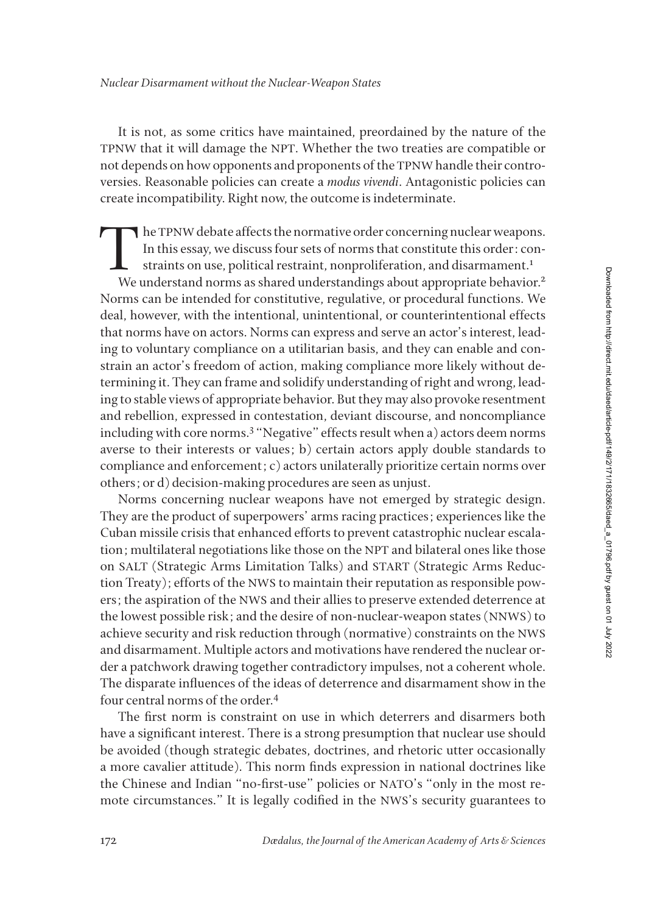It is not, as some critics have maintained, preordained by the nature of the TPNW that it will damage the NPT. Whether the two treaties are compatible or not depends on how opponents and proponents of the TPNW handle their controversies. Reasonable policies can create a *modus vivendi*. Antagonistic policies can create incompatibility. Right now, the outcome is indeterminate.

The TPNW debate affects the normative order concerning nuclear weapons. In this essay, we discuss four sets of norms that constitute this order: constraints on use, political restraint, nonproliferation, and disarmament.[1]

We understand norms as shared understandings about appropriate behavior.[2] Norms can be intended for constitutive, regulative, or procedural functions. We deal, however, with the intentional, unintentional, or counterintentional effects that norms have on actors. Norms can express and serve an actor's interest, leading to voluntary compliance on a utilitarian basis, and they can enable and constrain an actor's freedom of action, making compliance more likely without determining it. They can frame and solidify understanding of right and wrong, leading to stable views of appropriate behavior. But they may also provoke resentment and rebellion, expressed in contestation, deviant discourse, and noncompliance including with core norms.[3] "Negative" effects result when a) actors deem norms averse to their interests or values; b) certain actors apply double standards to compliance and enforcement; c) actors unilaterally prioritize certain norms over others; or d) decision-making procedures are seen as unjust.

Norms concerning nuclear weapons have not emerged by strategic design. They are the product of superpowers' arms racing practices; experiences like the Cuban missile crisis that enhanced efforts to prevent catastrophic nuclear escalation; multilateral negotiations like those on the NPT and bilateral ones like those on SALT (Strategic Arms Limitation Talks) and START (Strategic Arms Reduction Treaty); efforts of the NWS to maintain their reputation as responsible powers; the aspiration of the NWS and their allies to preserve extended deterrence at the lowest possible risk; and the desire of non-nuclear-weapon states (NNWS) to achieve security and risk reduction through (normative) constraints on the NWS and disarmament. Multiple actors and motivations have rendered the nuclear order a patchwork drawing together contradictory impulses, not a coherent whole. The disparate influences of the ideas of deterrence and disarmament show in the four central norms of the order.[4]

The first norm is constraint on use in which deterrers and disarmers both have a significant interest. There is a strong presumption that nuclear use should be avoided (though strategic debates, doctrines, and rhetoric utter occasionally a more cavalier attitude). This norm finds expression in national doctrines like the Chinese and Indian "no-first-use" policies or NATO's "only in the most remote circumstances." It is legally codified in the NWS's security guarantees to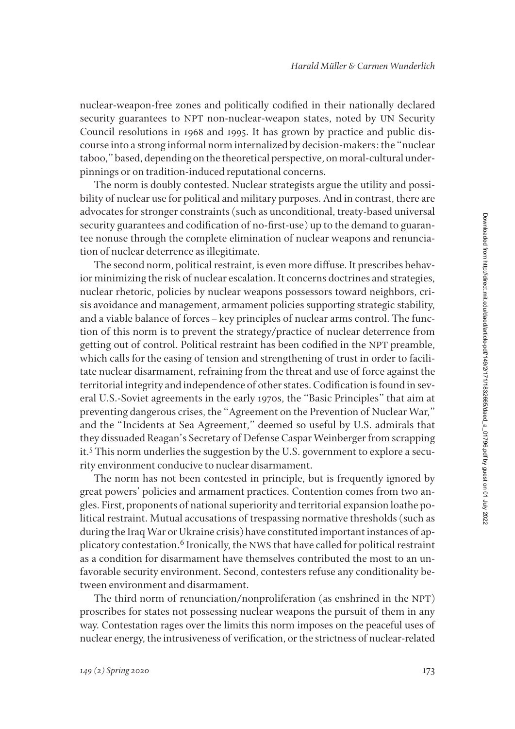nuclear-weapon-free zones and politically codified in their nationally declared security guarantees to NPT non-nuclear-weapon states, noted by UN Security Council resolutions in 1968 and 1995. It has grown by practice and public discourse into a strong informal norm internalized by decision-makers: the "nuclear taboo," based, depending on the theoretical perspective, on moral-cultural underpinnings or on tradition-induced reputational concerns.

The norm is doubly contested. Nuclear strategists argue the utility and possibility of nuclear use for political and military purposes. And in contrast, there are advocates for stronger constraints (such as unconditional, treaty-based universal security guarantees and codification of no-first-use) up to the demand to guarantee nonuse through the complete elimination of nuclear weapons and renunciation of nuclear deterrence as illegitimate.

The second norm, political restraint, is even more diffuse. It prescribes behavior minimizing the risk of nuclear escalation. It concerns doctrines and strategies, nuclear rhetoric, policies by nuclear weapons possessors toward neighbors, crisis avoidance and management, armament policies supporting strategic stability, and a viable balance of forces – key principles of nuclear arms control. The function of this norm is to prevent the strategy/practice of nuclear deterrence from getting out of control. Political restraint has been codified in the NPT preamble, which calls for the easing of tension and strengthening of trust in order to facilitate nuclear disarmament, refraining from the threat and use of force against the territorial integrity and independence of other states. Codification is found in several U.S.-Soviet agreements in the early 1970s, the "Basic Principles" that aim at preventing dangerous crises, the "Agreement on the Prevention of Nuclear War," and the "Incidents at Sea Agreement," deemed so useful by U.S. admirals that they dissuaded Reagan's Secretary of Defense Caspar Weinberger from scrapping it.[5] This norm underlies the suggestion by the U.S. government to explore a security environment conducive to nuclear disarmament.

The norm has not been contested in principle, but is frequently ignored by great powers' policies and armament practices. Contention comes from two angles. First, proponents of national superiority and territorial expansion loathe political restraint. Mutual accusations of trespassing normative thresholds (such as during the Iraq War or Ukraine crisis) have constituted important instances of applicatory contestation.[6] Ironically, the NWS that have called for political restraint as a condition for disarmament have themselves contributed the most to an unfavorable security environment. Second, contesters refuse any conditionality between environment and disarmament.

The third norm of renunciation/nonproliferation (as enshrined in the NPT) proscribes for states not possessing nuclear weapons the pursuit of them in any way. Contestation rages over the limits this norm imposes on the peaceful uses of nuclear energy, the intrusiveness of verification, or the strictness of nuclear-related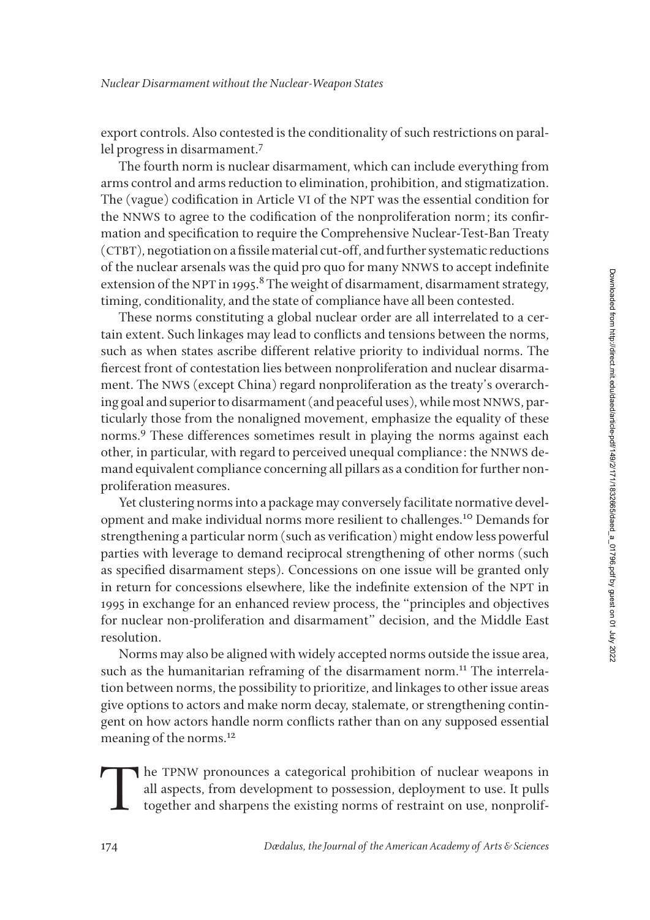export controls. Also contested is the conditionality of such restrictions on parallel progress in disarmament.[7]

The fourth norm is nuclear disarmament, which can include everything from arms control and arms reduction to elimination, prohibition, and stigmatization. The (vague) codification in Article VI of the NPT was the essential condition for the NNWS to agree to the codification of the nonproliferation norm; its confirmation and specification to require the Comprehensive Nuclear-Test-Ban Treaty (CTBT), negotiation on a fissile material cut-off, and further systematic reductions of the nuclear arsenals was the quid pro quo for many NNWS to accept indefinite extension of the NPT in 1995.[8] The weight of disarmament, disarmament strategy, timing, conditionality, and the state of compliance have all been contested.

These norms constituting a global nuclear order are all interrelated to a certain extent. Such linkages may lead to conflicts and tensions between the norms, such as when states ascribe different relative priority to individual norms. The fiercest front of contestation lies between nonproliferation and nuclear disarmament. The NWS (except China) regard nonproliferation as the treaty's overarching goal and superior to disarmament (and peaceful uses), while most NNWS, particularly those from the nonaligned movement, emphasize the equality of these norms.[9] These differences sometimes result in playing the norms against each other, in particular, with regard to perceived unequal compliance: the NNWS demand equivalent compliance concerning all pillars as a condition for further nonproliferation measures.

Yet clustering norms into a package may conversely facilitate normative development and make individual norms more resilient to challenges.[10] Demands for strengthening a particular norm (such as verification) might endow less powerful parties with leverage to demand reciprocal strengthening of other norms (such as specified disarmament steps). Concessions on one issue will be granted only in return for concessions elsewhere, like the indefinite extension of the NPT in 1995 in exchange for an enhanced review process, the "principles and objectives for nuclear non-proliferation and disarmament" decision, and the Middle East resolution.

Norms may also be aligned with widely accepted norms outside the issue area, such as the humanitarian reframing of the disarmament norm.[11] The interrelation between norms, the possibility to prioritize, and linkages to other issue areas give options to actors and make norm decay, stalemate, or strengthening contingent on how actors handle norm conflicts rather than on any supposed essential meaning of the norms.[12]

The TPNW pronounces a categorical prohibition of nuclear weapons in all aspects, from development to possession, deployment to use. It pulls together and sharpens the existing norms of restraint on use, nonprolif-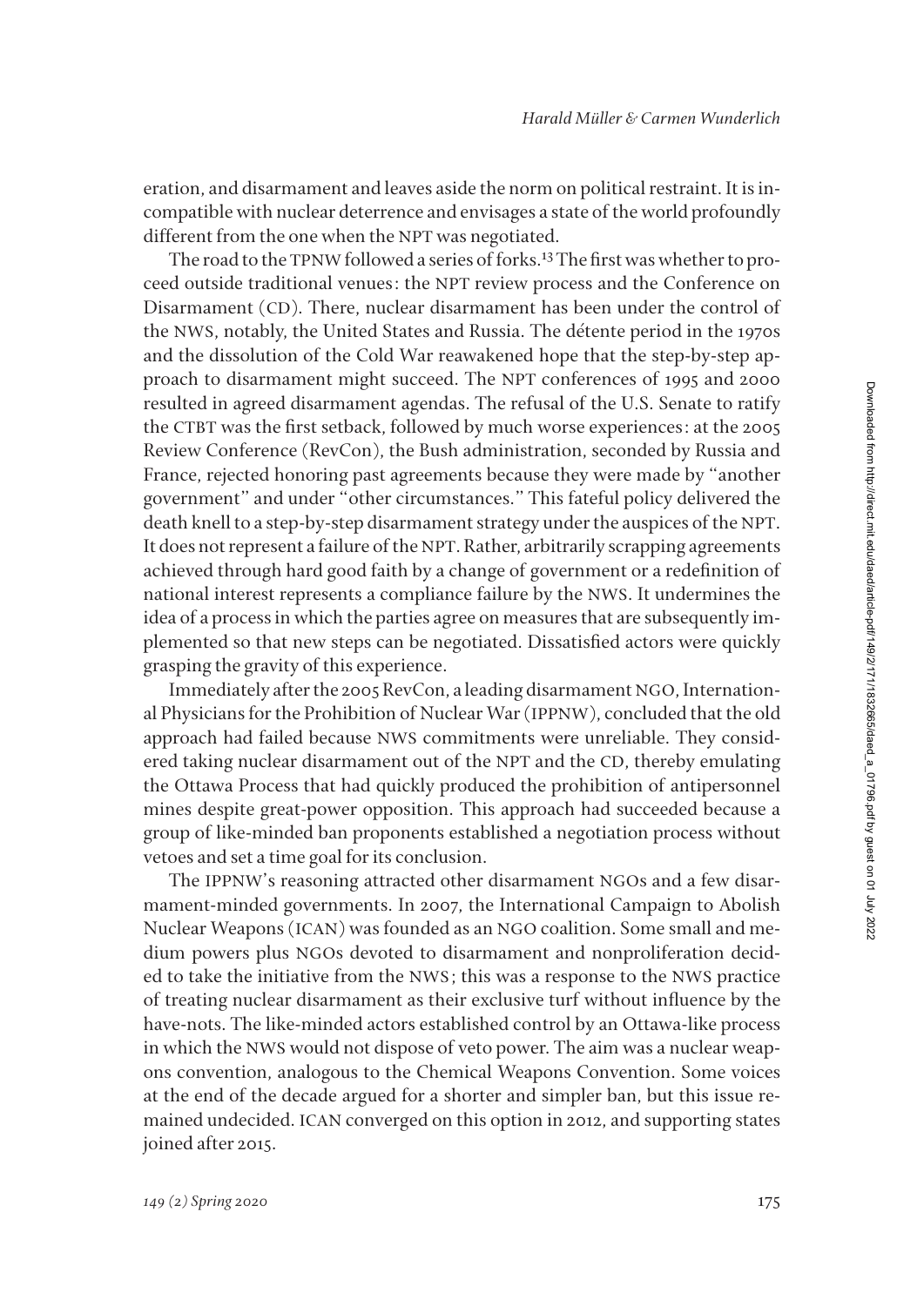eration, and disarmament and leaves aside the norm on political restraint. It is incompatible with nuclear deterrence and envisages a state of the world profoundly different from the one when the NPT was negotiated.

The road to the TPNW followed a series of forks.[13] The first was whether to proceed outside traditional venues: the NPT review process and the Conference on Disarmament (CD). There, nuclear disarmament has been under the control of the NWS, notably, the United States and Russia. The détente period in the 1970s and the dissolution of the Cold War reawakened hope that the step-by-step approach to disarmament might succeed. The NPT conferences of 1995 and 2000 resulted in agreed disarmament agendas. The refusal of the U.S. Senate to ratify the CTBT was the first setback, followed by much worse experiences: at the 2005 Review Conference (RevCon), the Bush administration, seconded by Russia and France, rejected honoring past agreements because they were made by "another government" and under "other circumstances." This fateful policy delivered the death knell to a step-by-step disarmament strategy under the auspices of the NPT. It does not represent a failure of the NPT. Rather, arbitrarily scrapping agreements achieved through hard good faith by a change of government or a redefinition of national interest represents a compliance failure by the NWS. It undermines the idea of a process in which the parties agree on measures that are subsequently implemented so that new steps can be negotiated. Dissatisfied actors were quickly grasping the gravity of this experience.

Immediately after the 2005 RevCon, a leading disarmament NGO, International Physicians for the Prohibition of Nuclear War (IPPNW), concluded that the old approach had failed because NWS commitments were unreliable. They considered taking nuclear disarmament out of the NPT and the CD, thereby emulating the Ottawa Process that had quickly produced the prohibition of antipersonnel mines despite great-power opposition. This approach had succeeded because a group of like-minded ban proponents established a negotiation process without vetoes and set a time goal for its conclusion.

The IPPNW's reasoning attracted other disarmament NGOs and a few disarmament-minded governments. In 2007, the International Campaign to Abolish Nuclear Weapons (ICAN) was founded as an NGO coalition. Some small and medium powers plus NGOs devoted to disarmament and nonproliferation decided to take the initiative from the NWS; this was a response to the NWS practice of treating nuclear disarmament as their exclusive turf without influence by the have-nots. The like-minded actors established control by an Ottawa-like process in which the NWS would not dispose of veto power. The aim was a nuclear weapons convention, analogous to the Chemical Weapons Convention. Some voices at the end of the decade argued for a shorter and simpler ban, but this issue remained undecided. ICAN converged on this option in 2012, and supporting states joined after 2015.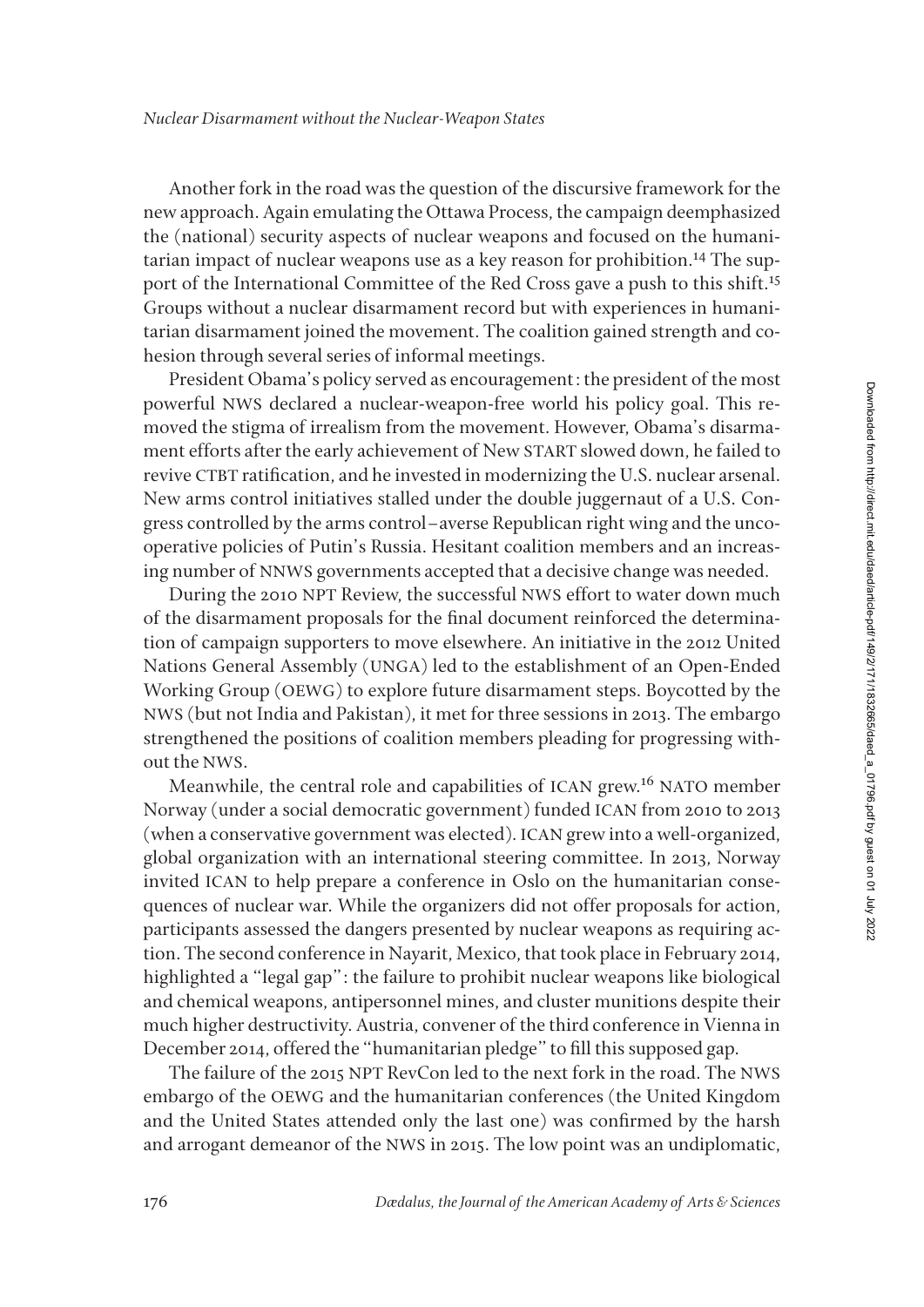Another fork in the road was the question of the discursive framework for the new approach. Again emulating the Ottawa Process, the campaign deemphasized the (national) security aspects of nuclear weapons and focused on the humanitarian impact of nuclear weapons use as a key reason for prohibition.[14] The support of the International Committee of the Red Cross gave a push to this shift.[15] Groups without a nuclear disarmament record but with experiences in humanitarian disarmament joined the movement. The coalition gained strength and cohesion through several series of informal meetings.

President Obama's policy served as encouragement: the president of the most powerful NWS declared a nuclear-weapon-free world his policy goal. This removed the stigma of irrealism from the movement. However, Obama's disarmament efforts after the early achievement of New START slowed down, he failed to revive CTBT ratification, and he invested in modernizing the U.S. nuclear arsenal. New arms control initiatives stalled under the double juggernaut of a U.S. Congress controlled by the arms control–averse Republican right wing and the uncooperative policies of Putin's Russia. Hesitant coalition members and an increasing number of NNWS governments accepted that a decisive change was needed.

During the 2010 NPT Review, the successful NWS effort to water down much of the disarmament proposals for the final document reinforced the determination of campaign supporters to move elsewhere. An initiative in the 2012 United Nations General Assembly (UNGA) led to the establishment of an Open-Ended Working Group (OEWG) to explore future disarmament steps. Boycotted by the NWS (but not India and Pakistan), it met for three sessions in 2013. The embargo strengthened the positions of coalition members pleading for progressing without the NWS.

Meanwhile, the central role and capabilities of ICAN grew.[16] NATO member Norway (under a social democratic government) funded ICAN from 2010 to 2013 (when a conservative government was elected). ICAN grew into a well-organized, global organization with an international steering committee. In 2013, Norway invited ICAN to help prepare a conference in Oslo on the humanitarian consequences of nuclear war. While the organizers did not offer proposals for action, participants assessed the dangers presented by nuclear weapons as requiring action. The second conference in Nayarit, Mexico, that took place in February 2014, highlighted a "legal gap": the failure to prohibit nuclear weapons like biological and chemical weapons, antipersonnel mines, and cluster munitions despite their much higher destructivity. Austria, convener of the third conference in Vienna in December 2014, offered the "humanitarian pledge" to fill this supposed gap.

The failure of the 2015 NPT RevCon led to the next fork in the road. The NWS embargo of the OEWG and the humanitarian conferences (the United Kingdom and the United States attended only the last one) was confirmed by the harsh and arrogant demeanor of the NWS in 2015. The low point was an undiplomatic,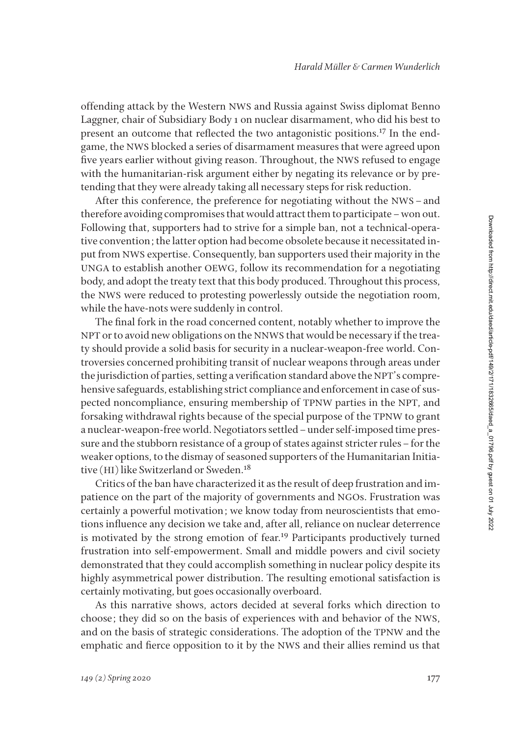offending attack by the Western NWS and Russia against Swiss diplomat Benno Laggner, chair of Subsidiary Body 1 on nuclear disarmament, who did his best to present an outcome that reflected the two antagonistic positions.[17] In the endgame, the NWS blocked a series of disarmament measures that were agreed upon five years earlier without giving reason. Throughout, the NWS refused to engage with the humanitarian-risk argument either by negating its relevance or by pretending that they were already taking all necessary steps for risk reduction.

After this conference, the preference for negotiating without the NWS – and therefore avoiding compromises that would attract them to participate – won out. Following that, supporters had to strive for a simple ban, not a technical-operative convention; the latter option had become obsolete because it necessitated input from NWS expertise. Consequently, ban supporters used their majority in the UNGA to establish another OEWG, follow its recommendation for a negotiating body, and adopt the treaty text that this body produced. Throughout this process, the NWS were reduced to protesting powerlessly outside the negotiation room, while the have-nots were suddenly in control.

The final fork in the road concerned content, notably whether to improve the NPT or to avoid new obligations on the NNWS that would be necessary if the treaty should provide a solid basis for security in a nuclear-weapon-free world. Controversies concerned prohibiting transit of nuclear weapons through areas under the jurisdiction of parties, setting a verification standard above the NPT's comprehensive safeguards, establishing strict compliance and enforcement in case of suspected noncompliance, ensuring membership of TPNW parties in the NPT, and forsaking withdrawal rights because of the special purpose of the TPNW to grant a nuclear-weapon-free world. Negotiators settled – under self-imposed time pressure and the stubborn resistance of a group of states against stricter rules – for the weaker options, to the dismay of seasoned supporters of the Humanitarian Initiative (HI) like Switzerland or Sweden.[18]

Critics of the ban have characterized it as the result of deep frustration and impatience on the part of the majority of governments and NGOs. Frustration was certainly a powerful motivation; we know today from neuroscientists that emotions influence any decision we take and, after all, reliance on nuclear deterrence is motivated by the strong emotion of fear.[19] Participants productively turned frustration into self-empowerment. Small and middle powers and civil society demonstrated that they could accomplish something in nuclear policy despite its highly asymmetrical power distribution. The resulting emotional satisfaction is certainly motivating, but goes occasionally overboard.

As this narrative shows, actors decided at several forks which direction to choose; they did so on the basis of experiences with and behavior of the NWS, and on the basis of strategic considerations. The adoption of the TPNW and the emphatic and fierce opposition to it by the NWS and their allies remind us that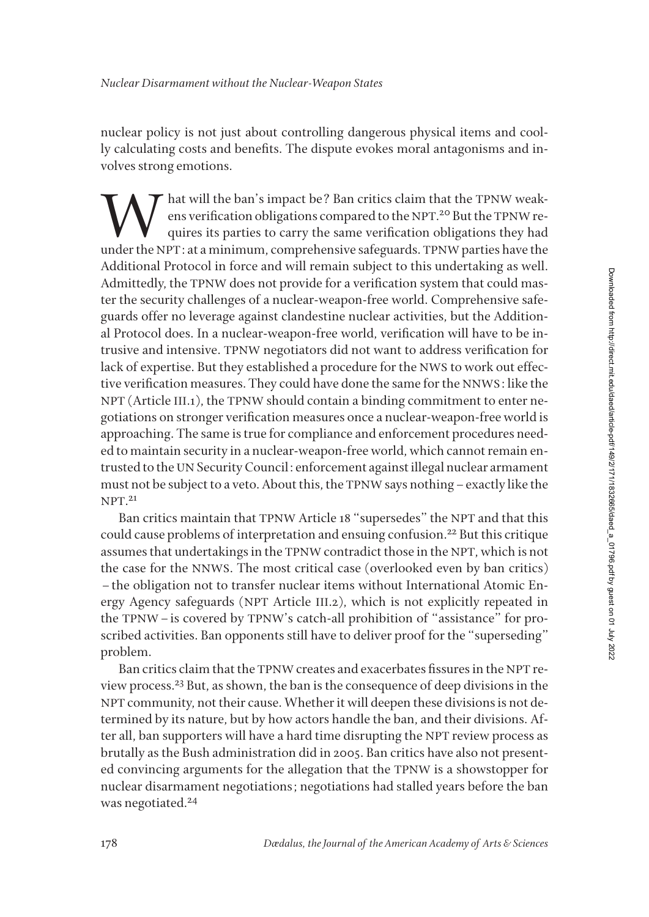nuclear policy is not just about controlling dangerous physical items and coolly calculating costs and benefits. The dispute evokes moral antagonisms and involves strong emotions.

What will the ban's impact be? Ban critics claim that the TPNW weakens verification obligations compared to the NPT.[20] But the TPNW requires its parties to carry the same verification obligations they had under the NPT: at a minimum, comprehensive safeguards. TPNW parties have the Additional Protocol in force and will remain subject to this undertaking as well. Admittedly, the TPNW does not provide for a verification system that could master the security challenges of a nuclear-weapon-free world. Comprehensive safeguards offer no leverage against clandestine nuclear activities, but the Additional Protocol does. In a nuclear-weapon-free world, verification will have to be intrusive and intensive. TPNW negotiators did not want to address verification for lack of expertise. But they established a procedure for the NWS to work out effective verification measures. They could have done the same for the NNWS: like the NPT (Article III.1), the TPNW should contain a binding commitment to enter negotiations on stronger verification measures once a nuclear-weapon-free world is approaching. The same is true for compliance and enforcement procedures needed to maintain security in a nuclear-weapon-free world, which cannot remain entrusted to the UN Security Council: enforcement against illegal nuclear armament must not be subject to a veto. About this, the TPNW says nothing – exactly like the NPT.[21]

Ban critics maintain that TPNW Article 18 "supersedes" the NPT and that this could cause problems of interpretation and ensuing confusion.[22] But this critique assumes that undertakings in the TPNW contradict those in the NPT, which is not the case for the NNWS. The most critical case (overlooked even by ban critics) – the obligation not to transfer nuclear items without International Atomic Energy Agency safeguards (NPT Article III.2), which is not explicitly repeated in the TPNW – is covered by TPNW's catch-all prohibition of "assistance" for proscribed activities. Ban opponents still have to deliver proof for the "superseding" problem.

Ban critics claim that the TPNW creates and exacerbates fissures in the NPT review process.[23] But, as shown, the ban is the consequence of deep divisions in the NPT community, not their cause. Whether it will deepen these divisions is not determined by its nature, but by how actors handle the ban, and their divisions. After all, ban supporters will have a hard time disrupting the NPT review process as brutally as the Bush administration did in 2005. Ban critics have also not presented convincing arguments for the allegation that the TPNW is a showstopper for nuclear disarmament negotiations; negotiations had stalled years before the ban was negotiated.[24]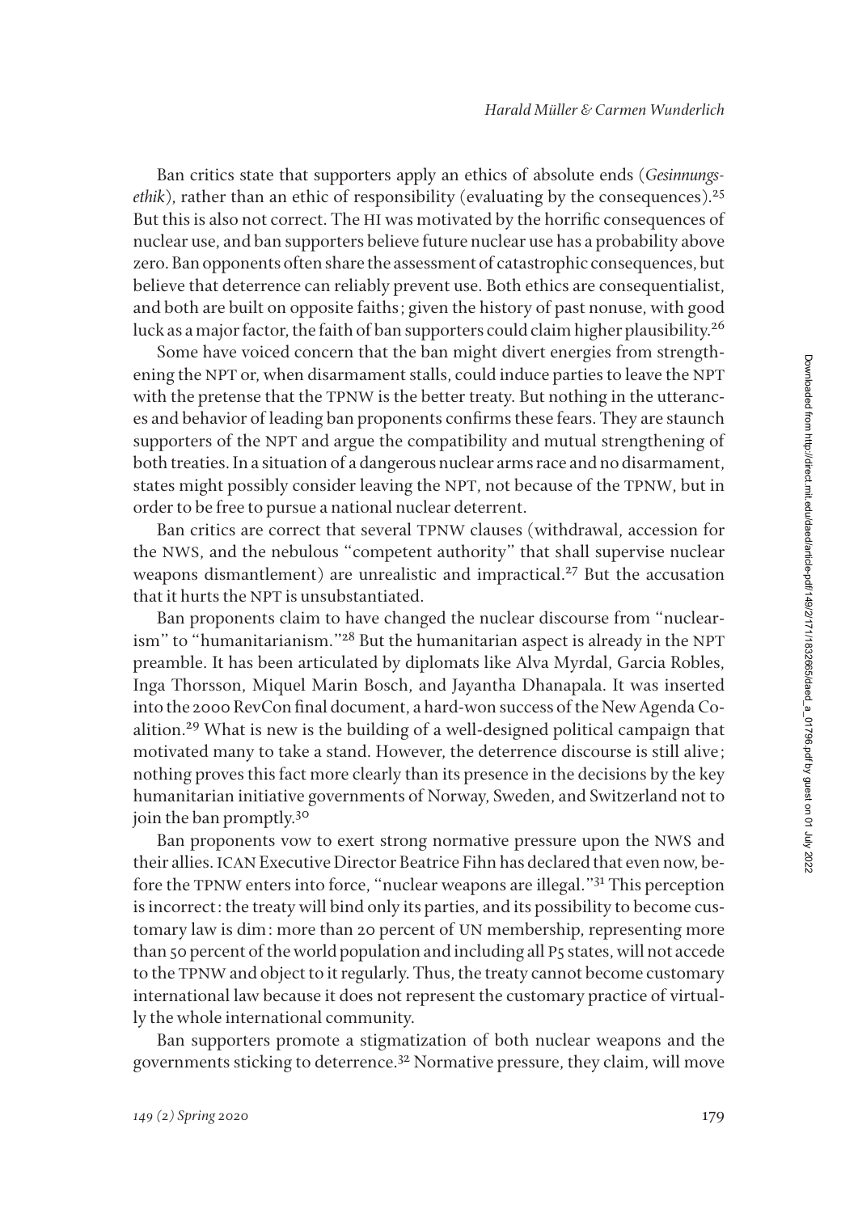Ban critics state that supporters apply an ethics of absolute ends (*Gesinnungsethik*), rather than an ethic of responsibility (evaluating by the consequences).[25] But this is also not correct. The HI was motivated by the horrific consequences of nuclear use, and ban supporters believe future nuclear use has a probability above zero. Ban opponents often share the assessment of catastrophic consequences, but believe that deterrence can reliably prevent use. Both ethics are consequentialist, and both are built on opposite faiths; given the history of past nonuse, with good luck as a major factor, the faith of ban supporters could claim higher plausibility.[26]

Some have voiced concern that the ban might divert energies from strengthening the NPT or, when disarmament stalls, could induce parties to leave the NPT with the pretense that the TPNW is the better treaty. But nothing in the utterances and behavior of leading ban proponents confirms these fears. They are staunch supporters of the NPT and argue the compatibility and mutual strengthening of both treaties. In a situation of a dangerous nuclear arms race and no disarmament, states might possibly consider leaving the NPT, not because of the TPNW, but in order to be free to pursue a national nuclear deterrent.

Ban critics are correct that several TPNW clauses (withdrawal, accession for the NWS, and the nebulous "competent authority" that shall supervise nuclear weapons dismantlement) are unrealistic and impractical.[27] But the accusation that it hurts the NPT is unsubstantiated.

Ban proponents claim to have changed the nuclear discourse from "nuclearism" to "humanitarianism."[28] But the humanitarian aspect is already in the NPT preamble. It has been articulated by diplomats like Alva Myrdal, Garcia Robles, Inga Thorsson, Miquel Marin Bosch, and Jayantha Dhanapala. It was inserted into the 2000 RevCon final document, a hard-won success of the New Agenda Coalition.[29] What is new is the building of a well-designed political campaign that motivated many to take a stand. However, the deterrence discourse is still alive; nothing proves this fact more clearly than its presence in the decisions by the key humanitarian initiative governments of Norway, Sweden, and Switzerland not to join the ban promptly.[30]

Ban proponents vow to exert strong normative pressure upon the NWS and their allies. ICAN Executive Director Beatrice Fihn has declared that even now, before the TPNW enters into force, "nuclear weapons are illegal."[31] This perception is incorrect: the treaty will bind only its parties, and its possibility to become customary law is dim: more than 20 percent of UN membership, representing more than 50 percent of the world population and including all P5 states, will not accede to the TPNW and object to it regularly. Thus, the treaty cannot become customary international law because it does not represent the customary practice of virtually the whole international community.

Ban supporters promote a stigmatization of both nuclear weapons and the governments sticking to deterrence.[32] Normative pressure, they claim, will move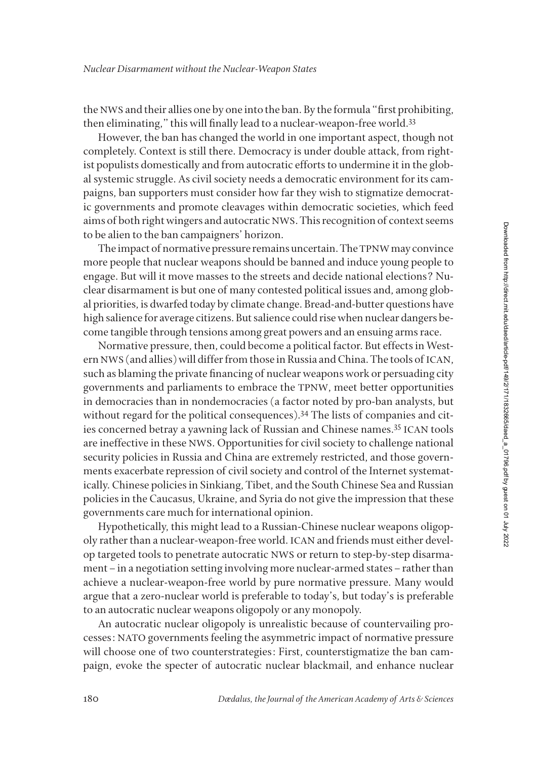the NWS and their allies one by one into the ban. By the formula "first prohibiting, then eliminating," this will finally lead to a nuclear-weapon-free world.[33]

However, the ban has changed the world in one important aspect, though not completely. Context is still there. Democracy is under double attack, from rightist populists domestically and from autocratic efforts to undermine it in the global systemic struggle. As civil society needs a democratic environment for its campaigns, ban supporters must consider how far they wish to stigmatize democratic governments and promote cleavages within democratic societies, which feed aims of both right wingers and autocratic NWS. This recognition of context seems to be alien to the ban campaigners' horizon.

The impact of normative pressure remains uncertain. The TPNW may convince more people that nuclear weapons should be banned and induce young people to engage. But will it move masses to the streets and decide national elections? Nuclear disarmament is but one of many contested political issues and, among global priorities, is dwarfed today by climate change. Bread-and-butter questions have high salience for average citizens. But salience could rise when nuclear dangers become tangible through tensions among great powers and an ensuing arms race.

Normative pressure, then, could become a political factor. But effects in Western NWS (and allies) will differ from those in Russia and China. The tools of ICAN, such as blaming the private financing of nuclear weapons work or persuading city governments and parliaments to embrace the TPNW, meet better opportunities in democracies than in nondemocracies (a factor noted by pro-ban analysts, but without regard for the political consequences).[34] The lists of companies and cities concerned betray a yawning lack of Russian and Chinese names.[35] ICAN tools are ineffective in these NWS. Opportunities for civil society to challenge national security policies in Russia and China are extremely restricted, and those governments exacerbate repression of civil society and control of the Internet systematically. Chinese policies in Sinkiang, Tibet, and the South Chinese Sea and Russian policies in the Caucasus, Ukraine, and Syria do not give the impression that these governments care much for international opinion.

Hypothetically, this might lead to a Russian-Chinese nuclear weapons oligopoly rather than a nuclear-weapon-free world. ICAN and friends must either develop targeted tools to penetrate autocratic NWS or return to step-by-step disarmament – in a negotiation setting involving more nuclear-armed states – rather than achieve a nuclear-weapon-free world by pure normative pressure. Many would argue that a zero-nuclear world is preferable to today's, but today's is preferable to an autocratic nuclear weapons oligopoly or any monopoly.

An autocratic nuclear oligopoly is unrealistic because of countervailing processes: NATO governments feeling the asymmetric impact of normative pressure will choose one of two counterstrategies: First, counterstigmatize the ban campaign, evoke the specter of autocratic nuclear blackmail, and enhance nuclear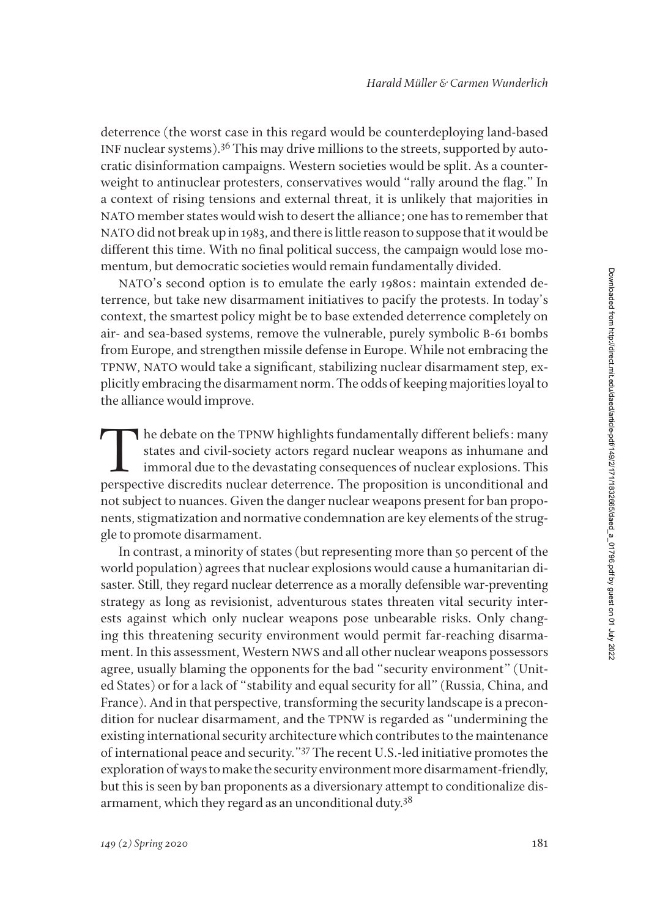deterrence (the worst case in this regard would be counterdeploying land-based INF nuclear systems).[36] This may drive millions to the streets, supported by autocratic disinformation campaigns. Western societies would be split. As a counterweight to antinuclear protesters, conservatives would "rally around the flag." In a context of rising tensions and external threat, it is unlikely that majorities in NATO member states would wish to desert the alliance; one has to remember that NATO did not break up in 1983, and there is little reason to suppose that it would be different this time. With no final political success, the campaign would lose momentum, but democratic societies would remain fundamentally divided.

NATO's second option is to emulate the early 1980s: maintain extended deterrence, but take new disarmament initiatives to pacify the protests. In today's context, the smartest policy might be to base extended deterrence completely on air- and sea-based systems, remove the vulnerable, purely symbolic B-61 bombs from Europe, and strengthen missile defense in Europe. While not embracing the TPNW, NATO would take a significant, stabilizing nuclear disarmament step, explicitly embracing the disarmament norm. The odds of keeping majorities loyal to the alliance would improve.

The debate on the TPNW highlights fundamentally different beliefs: many states and civil-society actors regard nuclear weapons as inhumane and immoral due to the devastating consequences of nuclear explosions. This perspective discredits nuclear deterrence. The proposition is unconditional and not subject to nuances. Given the danger nuclear weapons present for ban proponents, stigmatization and normative condemnation are key elements of the struggle to promote disarmament.

In contrast, a minority of states (but representing more than 50 percent of the world population) agrees that nuclear explosions would cause a humanitarian disaster. Still, they regard nuclear deterrence as a morally defensible war-preventing strategy as long as revisionist, adventurous states threaten vital security interests against which only nuclear weapons pose unbearable risks. Only changing this threatening security environment would permit far-reaching disarmament. In this assessment, Western NWS and all other nuclear weapons possessors agree, usually blaming the opponents for the bad "security environment" (United States) or for a lack of "stability and equal security for all" (Russia, China, and France). And in that perspective, transforming the security landscape is a precondition for nuclear disarmament, and the TPNW is regarded as "undermining the existing international security architecture which contributes to the maintenance of international peace and security."[37] The recent U.S.-led initiative promotes the exploration of ways to make the security environment more disarmament-friendly, but this is seen by ban proponents as a diversionary attempt to conditionalize disarmament, which they regard as an unconditional duty.[38]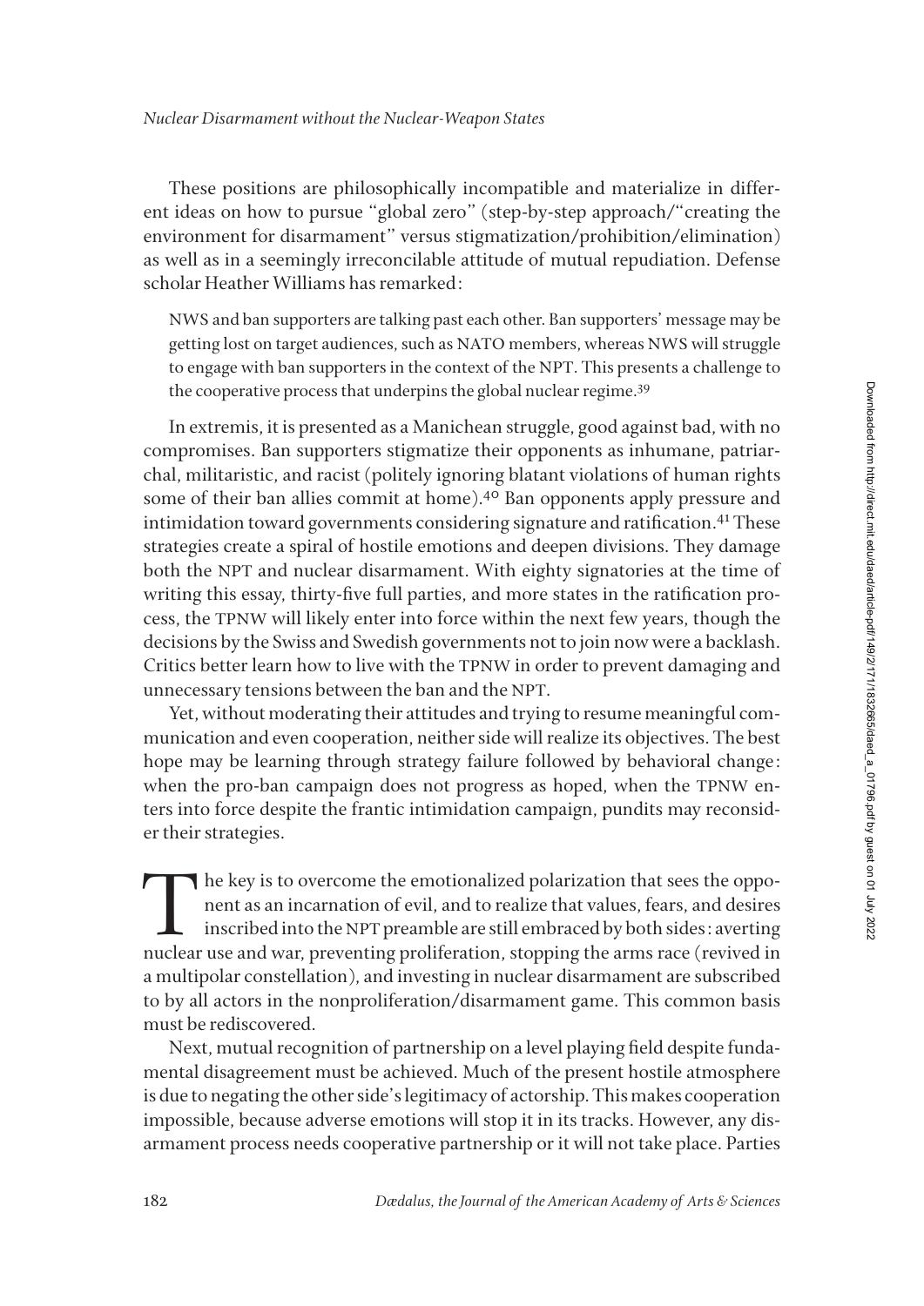These positions are philosophically incompatible and materialize in different ideas on how to pursue "global zero" (step-by-step approach/"creating the environment for disarmament" versus stigmatization/prohibition/elimination) as well as in a seemingly irreconcilable attitude of mutual repudiation. Defense scholar Heather Williams has remarked:

> NWS and ban supporters are talking past each other. Ban supporters' message may be getting lost on target audiences, such as NATO members, whereas NWS will struggle to engage with ban supporters in the context of the NPT. This presents a challenge to the cooperative process that underpins the global nuclear regime.[39]

In extremis, it is presented as a Manichean struggle, good against bad, with no compromises. Ban supporters stigmatize their opponents as inhumane, patriarchal, militaristic, and racist (politely ignoring blatant violations of human rights some of their ban allies commit at home).[40] Ban opponents apply pressure and intimidation toward governments considering signature and ratification.[41] These strategies create a spiral of hostile emotions and deepen divisions. They damage both the NPT and nuclear disarmament. With eighty signatories at the time of writing this essay, thirty-five full parties, and more states in the ratification process, the TPNW will likely enter into force within the next few years, though the decisions by the Swiss and Swedish governments not to join now were a backlash. Critics better learn how to live with the TPNW in order to prevent damaging and unnecessary tensions between the ban and the NPT.

Yet, without moderating their attitudes and trying to resume meaningful communication and even cooperation, neither side will realize its objectives. The best hope may be learning through strategy failure followed by behavioral change: when the pro-ban campaign does not progress as hoped, when the TPNW enters into force despite the frantic intimidation campaign, pundits may reconsider their strategies.

The key is to overcome the emotionalized polarization that sees the opponent as an incarnation of evil, and to realize that values, fears, and desires inscribed into the NPT preamble are still embraced by both sides: averting nuclear use and war, preventing proliferation, stopping the arms race (revived in a multipolar constellation), and investing in nuclear disarmament are subscribed to by all actors in the nonproliferation/disarmament game. This common basis must be rediscovered.

Next, mutual recognition of partnership on a level playing field despite fundamental disagreement must be achieved. Much of the present hostile atmosphere is due to negating the other side's legitimacy of actorship. This makes cooperation impossible, because adverse emotions will stop it in its tracks. However, any disarmament process needs cooperative partnership or it will not take place. Parties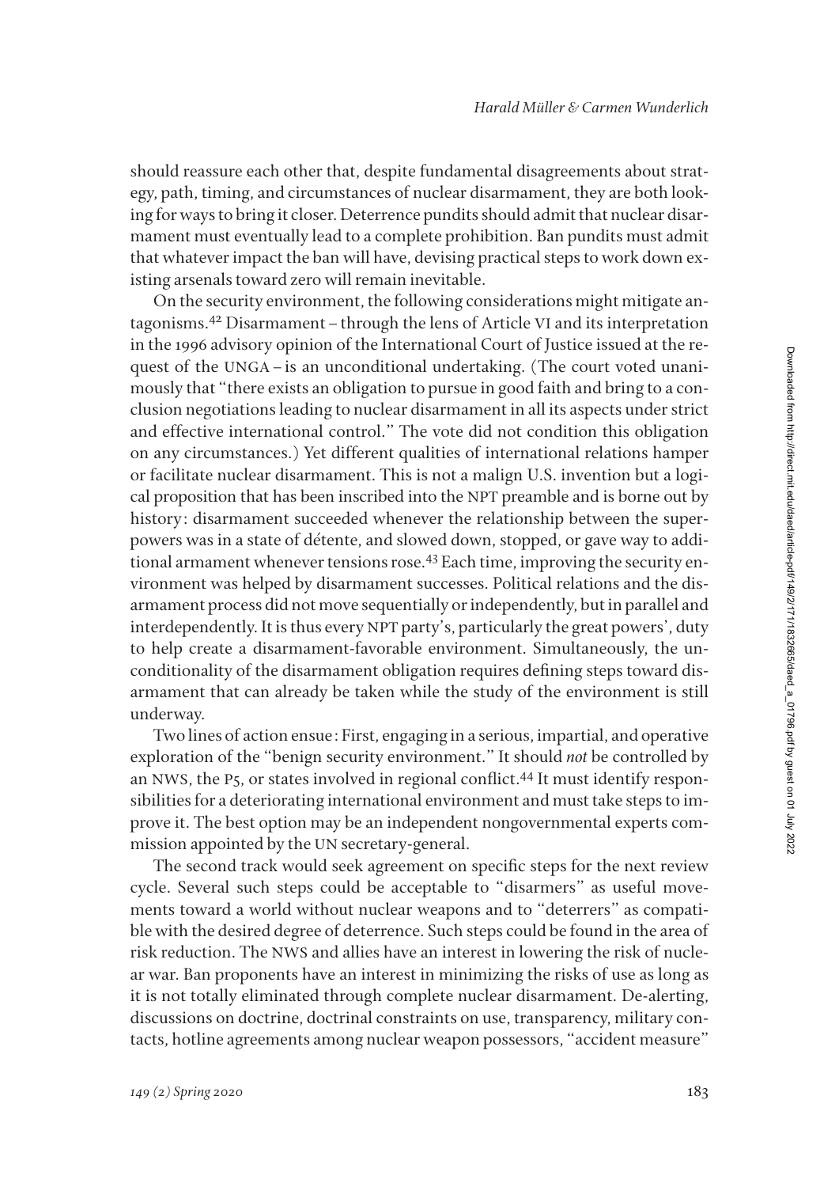should reassure each other that, despite fundamental disagreements about strategy, path, timing, and circumstances of nuclear disarmament, they are both looking for ways to bring it closer. Deterrence pundits should admit that nuclear disarmament must eventually lead to a complete prohibition. Ban pundits must admit that whatever impact the ban will have, devising practical steps to work down existing arsenals toward zero will remain inevitable.

On the security environment, the following considerations might mitigate antagonisms.[42] Disarmament – through the lens of Article VI and its interpretation in the 1996 advisory opinion of the International Court of Justice issued at the request of the UNGA – is an unconditional undertaking. (The court voted unanimously that "there exists an obligation to pursue in good faith and bring to a conclusion negotiations leading to nuclear disarmament in all its aspects under strict and effective international control." The vote did not condition this obligation on any circumstances.) Yet different qualities of international relations hamper or facilitate nuclear disarmament. This is not a malign U.S. invention but a logical proposition that has been inscribed into the NPT preamble and is borne out by history: disarmament succeeded whenever the relationship between the superpowers was in a state of détente, and slowed down, stopped, or gave way to additional armament whenever tensions rose.[43] Each time, improving the security environment was helped by disarmament successes. Political relations and the disarmament process did not move sequentially or independently, but in parallel and interdependently. It is thus every NPT party's, particularly the great powers', duty to help create a disarmament-favorable environment. Simultaneously, the unconditionality of the disarmament obligation requires defining steps toward disarmament that can already be taken while the study of the environment is still underway.

Two lines of action ensue: First, engaging in a serious, impartial, and operative exploration of the "benign security environment." It should *not* be controlled by an NWS, the P5, or states involved in regional conflict.[44] It must identify responsibilities for a deteriorating international environment and must take steps to improve it. The best option may be an independent nongovernmental experts commission appointed by the UN secretary-general.

The second track would seek agreement on specific steps for the next review cycle. Several such steps could be acceptable to "disarmers" as useful movements toward a world without nuclear weapons and to "deterrers" as compatible with the desired degree of deterrence. Such steps could be found in the area of risk reduction. The NWS and allies have an interest in lowering the risk of nuclear war. Ban proponents have an interest in minimizing the risks of use as long as it is not totally eliminated through complete nuclear disarmament. De-alerting, discussions on doctrine, doctrinal constraints on use, transparency, military contacts, hotline agreements among nuclear weapon possessors, "accident measure"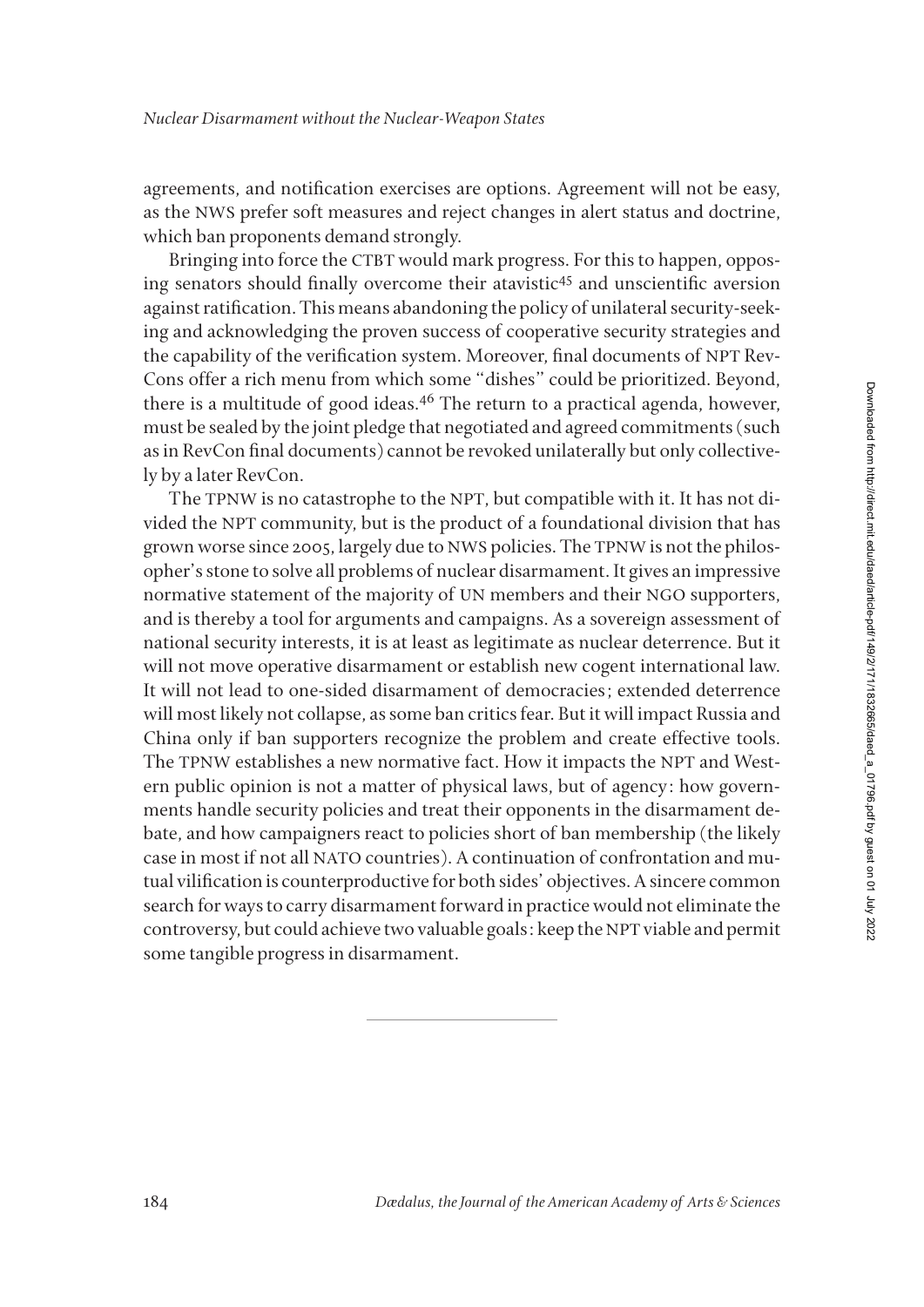agreements, and notification exercises are options. Agreement will not be easy, as the NWS prefer soft measures and reject changes in alert status and doctrine, which ban proponents demand strongly.

Bringing into force the CTBT would mark progress. For this to happen, opposing senators should finally overcome their atavistic[45] and unscientific aversion against ratification. This means abandoning the policy of unilateral security-seeking and acknowledging the proven success of cooperative security strategies and the capability of the verification system. Moreover, final documents of NPT RevCons offer a rich menu from which some "dishes" could be prioritized. Beyond, there is a multitude of good ideas.[46] The return to a practical agenda, however, must be sealed by the joint pledge that negotiated and agreed commitments (such as in RevCon final documents) cannot be revoked unilaterally but only collectively by a later RevCon.

The TPNW is no catastrophe to the NPT, but compatible with it. It has not divided the NPT community, but is the product of a foundational division that has grown worse since 2005, largely due to NWS policies. The TPNW is not the philosopher's stone to solve all problems of nuclear disarmament. It gives an impressive normative statement of the majority of UN members and their NGO supporters, and is thereby a tool for arguments and campaigns. As a sovereign assessment of national security interests, it is at least as legitimate as nuclear deterrence. But it will not move operative disarmament or establish new cogent international law. It will not lead to one-sided disarmament of democracies; extended deterrence will most likely not collapse, as some ban critics fear. But it will impact Russia and China only if ban supporters recognize the problem and create effective tools. The TPNW establishes a new normative fact. How it impacts the NPT and Western public opinion is not a matter of physical laws, but of agency: how governments handle security policies and treat their opponents in the disarmament debate, and how campaigners react to policies short of ban membership (the likely case in most if not all NATO countries). A continuation of confrontation and mutual vilification is counterproductive for both sides' objectives. A sincere common search for ways to carry disarmament forward in practice would not eliminate the controversy, but could achieve two valuable goals: keep the NPT viable and permit some tangible progress in disarmament.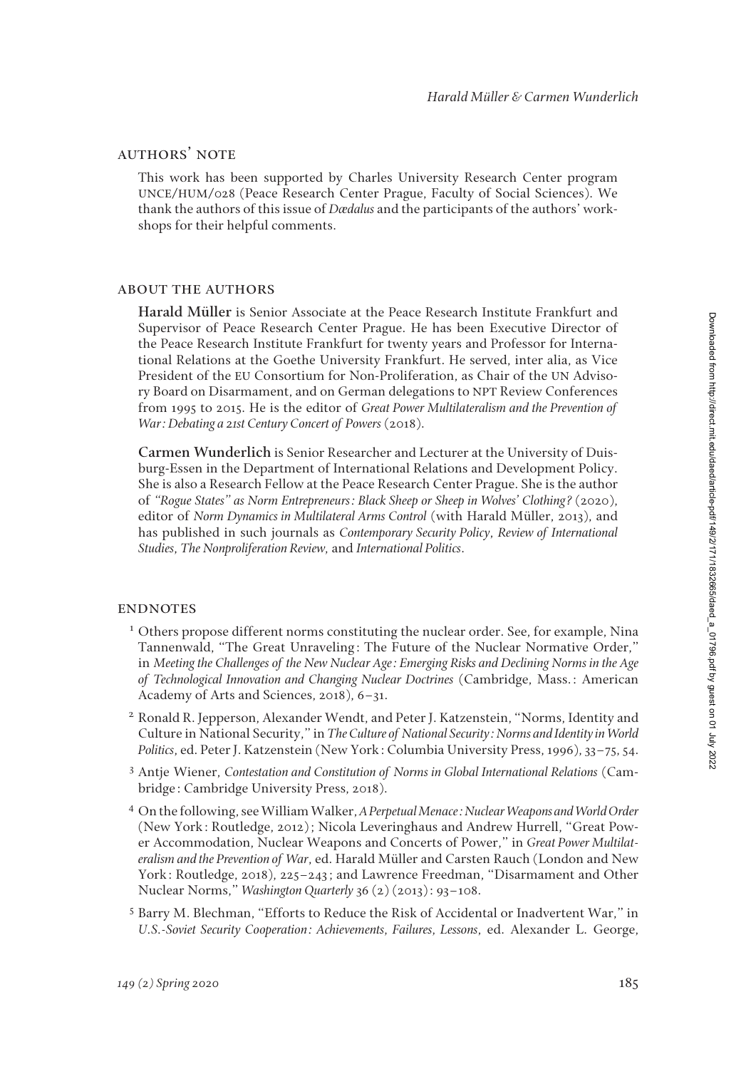## AUTHORS' NOTE

This work has been supported by Charles University Research Center program UNCE/HUM/028 (Peace Research Center Prague, Faculty of Social Sciences). We thank the authors of this issue of *Dædalus* and the participants of the authors' workshops for their helpful comments.

## ABOUT THE AUTHORS

**Harald Müller** is Senior Associate at the Peace Research Institute Frankfurt and Supervisor of Peace Research Center Prague. He has been Executive Director of the Peace Research Institute Frankfurt for twenty years and Professor for International Relations at the Goethe University Frankfurt. He served, inter alia, as Vice President of the EU Consortium for Non-Proliferation, as Chair of the UN Advisory Board on Disarmament, and on German delegations to NPT Review Conferences from 1995 to 2015. He is the editor of *Great Power Multilateralism and the Prevention of War: Debating a 21st Century Concert of Powers* (2018).

**Carmen Wunderlich** is Senior Researcher and Lecturer at the University of Duisburg-Essen in the Department of International Relations and Development Policy. She is also a Research Fellow at the Peace Research Center Prague. She is the author of *"Rogue States" as Norm Entrepreneurs: Black Sheep or Sheep in Wolves' Clothing?* (2020), editor of *Norm Dynamics in Multilateral Arms Control* (with Harald Müller, 2013), and has published in such journals as *Contemporary Security Policy*, *Review of International Studies*, *The Nonproliferation Review*, and *International Politics*.

## ENDNOTES

1 Others propose different norms constituting the nuclear order. See, for example, Nina Tannenwald, "The Great Unraveling: The Future of the Nuclear Normative Order," in *Meeting the Challenges of the New Nuclear Age: Emerging Risks and Declining Norms in the Age of Technological Innovation and Changing Nuclear Doctrines* (Cambridge, Mass.: American Academy of Arts and Sciences, 2018), 6–31.

2 Ronald R. Jepperson, Alexander Wendt, and Peter J. Katzenstein, "Norms, Identity and Culture in National Security," in *The Culture of National Security: Norms and Identity in World Politics*, ed. Peter J. Katzenstein (New York: Columbia University Press, 1996), 33–75, 54.

3 Antje Wiener, *Contestation and Constitution of Norms in Global International Relations* (Cambridge: Cambridge University Press, 2018).

4 On the following, see William Walker, *A Perpetual Menace: Nuclear Weapons and World Order* (New York: Routledge, 2012); Nicola Leveringhaus and Andrew Hurrell, "Great Power Accommodation, Nuclear Weapons and Concerts of Power," in *Great Power Multilateralism and the Prevention of War*, ed. Harald Müller and Carsten Rauch (London and New York: Routledge, 2018), 225–243; and Lawrence Freedman, "Disarmament and Other Nuclear Norms," *Washington Quarterly* 36 (2) (2013): 93–108.

5 Barry M. Blechman, "Efforts to Reduce the Risk of Accidental or Inadvertent War," in *U.S.-Soviet Security Cooperation: Achievements, Failures, Lessons*, ed. Alexander L. George,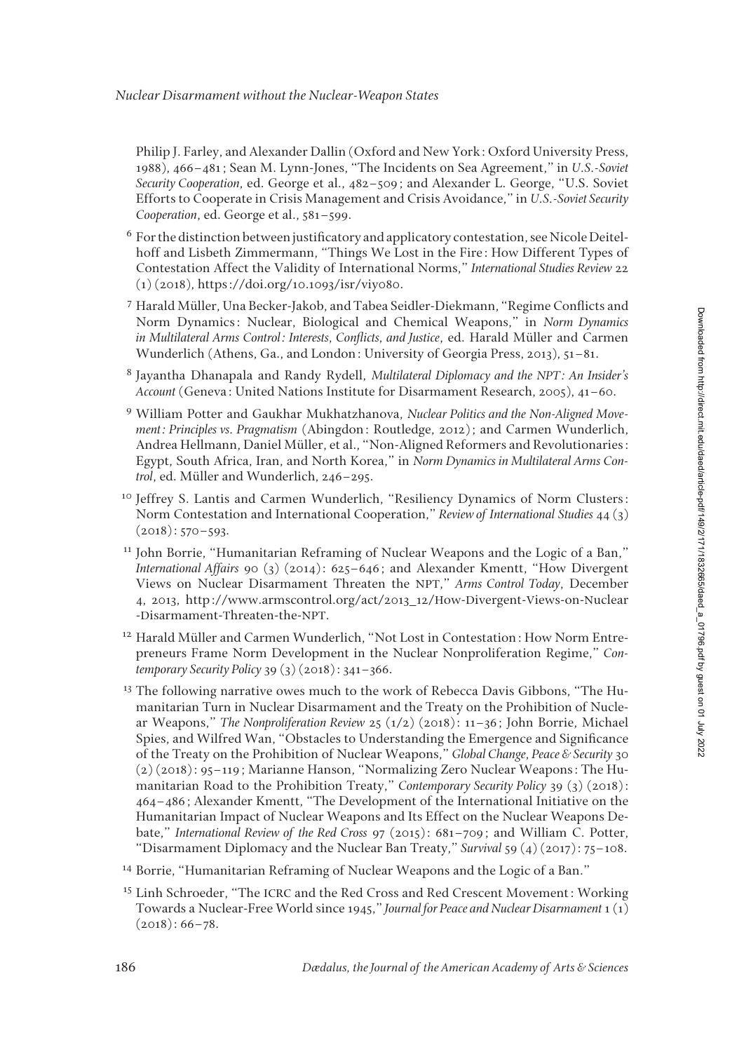Philip J. Farley, and Alexander Dallin (Oxford and New York: Oxford University Press, 1988), 466–481; Sean M. Lynn-Jones, "The Incidents on Sea Agreement," in *U.S.-Soviet Security Cooperation*, ed. George et al., 482–509; and Alexander L. George, "U.S. Soviet Efforts to Cooperate in Crisis Management and Crisis Avoidance," in *U.S.-Soviet Security Cooperation*, ed. George et al., 581–599.

[6] For the distinction between justificatory and applicatory contestation, see Nicole Deitelhoff and Lisbeth Zimmermann, "Things We Lost in the Fire: How Different Types of Contestation Affect the Validity of International Norms," *International Studies Review* 22 (1) (2018), https://doi.org/10.1093/isr/viy080.

[7] Harald Müller, Una Becker-Jakob, and Tabea Seidler-Diekmann, "Regime Conflicts and Norm Dynamics: Nuclear, Biological and Chemical Weapons," in *Norm Dynamics in Multilateral Arms Control: Interests, Conflicts, and Justice*, ed. Harald Müller and Carmen Wunderlich (Athens, Ga., and London: University of Georgia Press, 2013), 51–81.

[8] Jayantha Dhanapala and Randy Rydell, *Multilateral Diplomacy and the NPT: An Insider's Account* (Geneva: United Nations Institute for Disarmament Research, 2005), 41–60.

[9] William Potter and Gaukhar Mukhatzhanova, *Nuclear Politics and the Non-Aligned Movement: Principles vs. Pragmatism* (Abingdon: Routledge, 2012); and Carmen Wunderlich, Andrea Hellmann, Daniel Müller, et al., "Non-Aligned Reformers and Revolutionaries: Egypt, South Africa, Iran, and North Korea," in *Norm Dynamics in Multilateral Arms Control*, ed. Müller and Wunderlich, 246–295.

[10] Jeffrey S. Lantis and Carmen Wunderlich, "Resiliency Dynamics of Norm Clusters: Norm Contestation and International Cooperation," *Review of International Studies* 44 (3) (2018): 570–593.

[11] John Borrie, "Humanitarian Reframing of Nuclear Weapons and the Logic of a Ban," *International Affairs* 90 (3) (2014): 625–646; and Alexander Kmentt, "How Divergent Views on Nuclear Disarmament Threaten the NPT," *Arms Control Today*, December 4, 2013, http://www.armscontrol.org/act/2013_12/How-Divergent-Views-on-Nuclear-Disarmament-Threaten-the-NPT.

[12] Harald Müller and Carmen Wunderlich, "Not Lost in Contestation: How Norm Entrepreneurs Frame Norm Development in the Nuclear Nonproliferation Regime," *Contemporary Security Policy* 39 (3) (2018): 341–366.

[13] The following narrative owes much to the work of Rebecca Davis Gibbons, "The Humanitarian Turn in Nuclear Disarmament and the Treaty on the Prohibition of Nuclear Weapons," *The Nonproliferation Review* 25 (1/2) (2018): 11–36; John Borrie, Michael Spies, and Wilfred Wan, "Obstacles to Understanding the Emergence and Significance of the Treaty on the Prohibition of Nuclear Weapons," *Global Change, Peace & Security* 30 (2) (2018): 95–119; Marianne Hanson, "Normalizing Zero Nuclear Weapons: The Humanitarian Road to the Prohibition Treaty," *Contemporary Security Policy* 39 (3) (2018): 464–486; Alexander Kmentt, "The Development of the International Initiative on the Humanitarian Impact of Nuclear Weapons and Its Effect on the Nuclear Weapons Debate," *International Review of the Red Cross* 97 (2015): 681–709; and William C. Potter, "Disarmament Diplomacy and the Nuclear Ban Treaty," *Survival* 59 (4) (2017): 75–108.

[14] Borrie, "Humanitarian Reframing of Nuclear Weapons and the Logic of a Ban."

[15] Linh Schroeder, "The ICRC and the Red Cross and Red Crescent Movement: Working Towards a Nuclear-Free World since 1945," *Journal for Peace and Nuclear Disarmament* 1 (1) (2018): 66–78.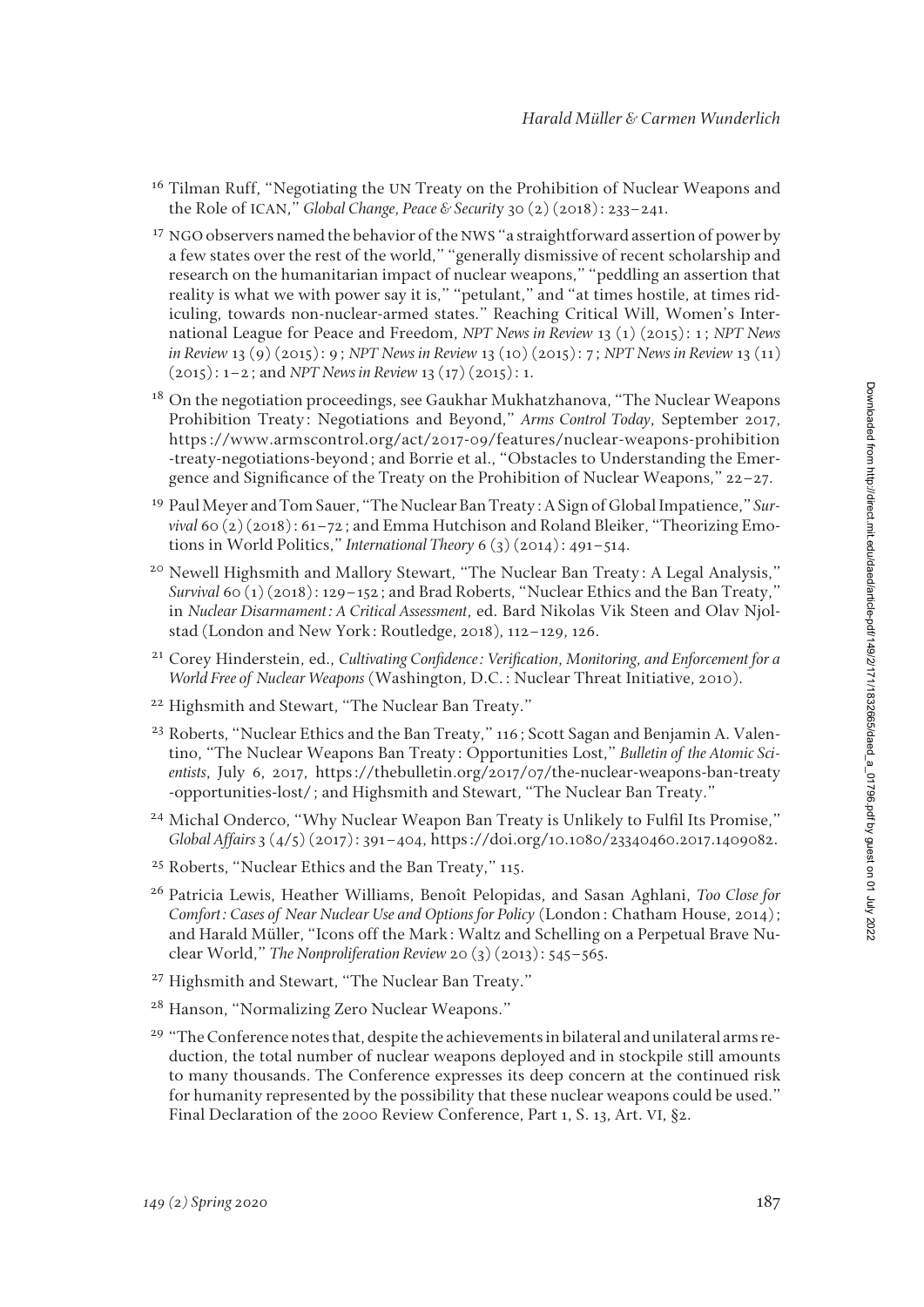[16] Tilman Ruff, "Negotiating the UN Treaty on the Prohibition of Nuclear Weapons and the Role of ICAN," *Global Change, Peace & Security* 30 (2) (2018): 233–241.

[17] NGO observers named the behavior of the NWS "a straightforward assertion of power by a few states over the rest of the world," "generally dismissive of recent scholarship and research on the humanitarian impact of nuclear weapons," "peddling an assertion that reality is what we with power say it is," "petulant," and "at times hostile, at times ridiculing, towards non-nuclear-armed states." Reaching Critical Will, Women's International League for Peace and Freedom, *NPT News in Review* 13 (1) (2015): 1; *NPT News in Review* 13 (9) (2015): 9; *NPT News in Review* 13 (10) (2015): 7; *NPT News in Review* 13 (11) (2015): 1–2; and *NPT News in Review* 13 (17) (2015): 1.

[18] On the negotiation proceedings, see Gaukhar Mukhatzhanova, "The Nuclear Weapons Prohibition Treaty: Negotiations and Beyond," *Arms Control Today*, September 2017, https://www.armscontrol.org/act/2017-09/features/nuclear-weapons-prohibition-treaty-negotiations-beyond; and Borrie et al., "Obstacles to Understanding the Emergence and Significance of the Treaty on the Prohibition of Nuclear Weapons," 22–27.

[19] Paul Meyer and Tom Sauer, "The Nuclear Ban Treaty: A Sign of Global Impatience," *Survival* 60 (2) (2018): 61–72; and Emma Hutchison and Roland Bleiker, "Theorizing Emotions in World Politics," *International Theory* 6 (3) (2014): 491–514.

[20] Newell Highsmith and Mallory Stewart, "The Nuclear Ban Treaty: A Legal Analysis," *Survival* 60 (1) (2018): 129–152; and Brad Roberts, "Nuclear Ethics and the Ban Treaty," in *Nuclear Disarmament: A Critical Assessment*, ed. Bard Nikolas Vik Steen and Olav Njolstad (London and New York: Routledge, 2018), 112–129, 126.

[21] Corey Hinderstein, ed., *Cultivating Confidence: Verification, Monitoring, and Enforcement for a World Free of Nuclear Weapons* (Washington, D.C.: Nuclear Threat Initiative, 2010).

[22] Highsmith and Stewart, "The Nuclear Ban Treaty."

[23] Roberts, "Nuclear Ethics and the Ban Treaty," 116; Scott Sagan and Benjamin A. Valentino, "The Nuclear Weapons Ban Treaty: Opportunities Lost," *Bulletin of the Atomic Scientists*, July 6, 2017, https://thebulletin.org/2017/07/the-nuclear-weapons-ban-treaty-opportunities-lost/; and Highsmith and Stewart, "The Nuclear Ban Treaty."

[24] Michal Onderco, "Why Nuclear Weapon Ban Treaty is Unlikely to Fulfil Its Promise," *Global Affairs* 3 (4/5) (2017): 391–404, https://doi.org/10.1080/23340460.2017.1409082.

[25] Roberts, "Nuclear Ethics and the Ban Treaty," 115.

[26] Patricia Lewis, Heather Williams, Benoît Pelopidas, and Sasan Aghlani, *Too Close for Comfort: Cases of Near Nuclear Use and Options for Policy* (London: Chatham House, 2014); and Harald Müller, "Icons off the Mark: Waltz and Schelling on a Perpetual Brave Nuclear World," *The Nonproliferation Review* 20 (3) (2013): 545–565.

[27] Highsmith and Stewart, "The Nuclear Ban Treaty."

[28] Hanson, "Normalizing Zero Nuclear Weapons."

[29] "The Conference notes that, despite the achievements in bilateral and unilateral arms reduction, the total number of nuclear weapons deployed and in stockpile still amounts to many thousands. The Conference expresses its deep concern at the continued risk for humanity represented by the possibility that these nuclear weapons could be used." Final Declaration of the 2000 Review Conference, Part 1, S. 13, Art. VI, §2.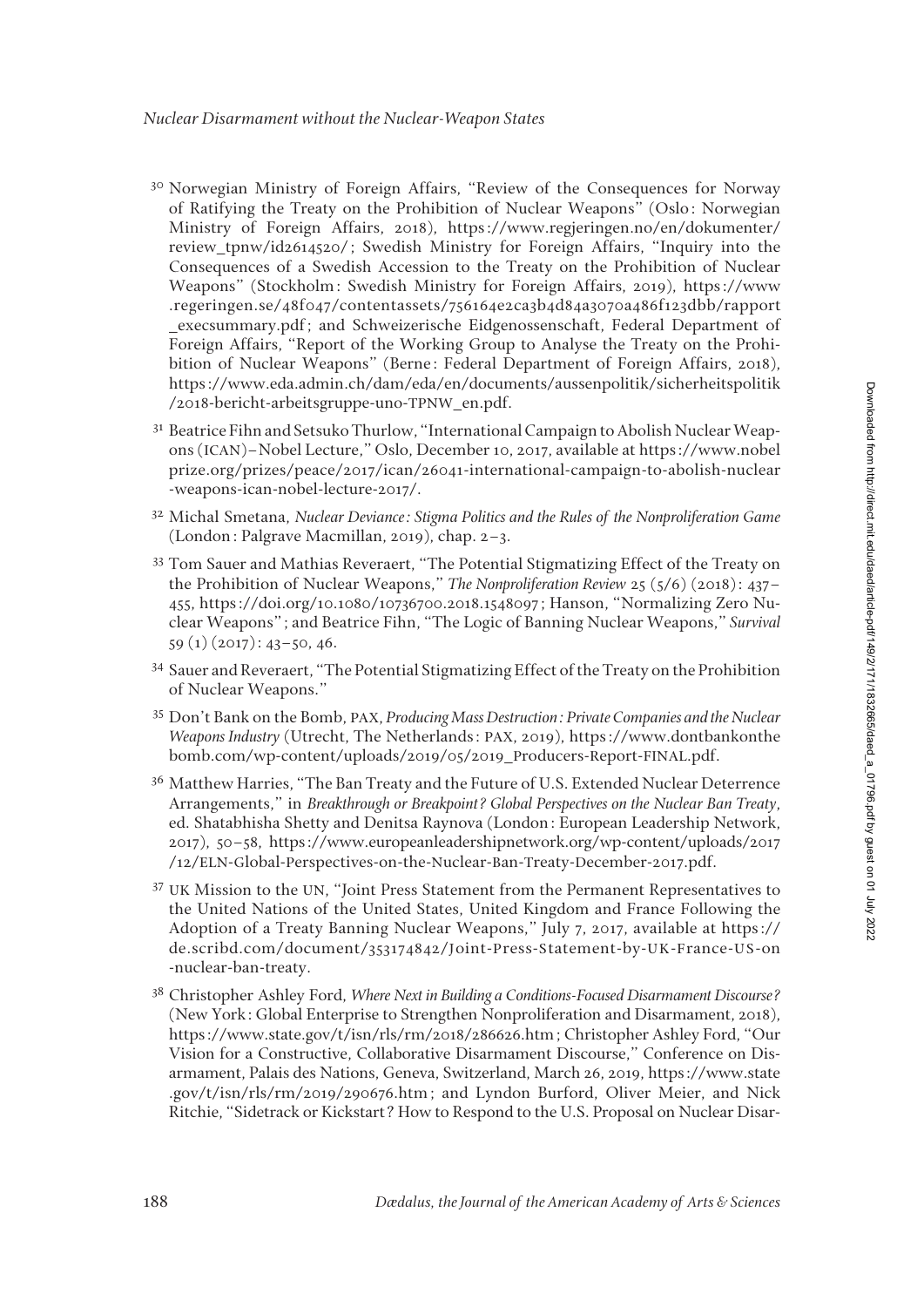[30] Norwegian Ministry of Foreign Affairs, "Review of the Consequences for Norway of Ratifying the Treaty on the Prohibition of Nuclear Weapons" (Oslo: Norwegian Ministry of Foreign Affairs, 2018), https://www.regjeringen.no/en/dokumenter/review_tpnw/id2614520/; Swedish Ministry for Foreign Affairs, "Inquiry into the Consequences of a Swedish Accession to the Treaty on the Prohibition of Nuclear Weapons" (Stockholm: Swedish Ministry for Foreign Affairs, 2019), https://www.regeringen.se/48f047/contentassets/756164e2ca3b4d84a3070a486f123dbb/rapport_execsummary.pdf; and Schweizerische Eidgenossenschaft, Federal Department of Foreign Affairs, "Report of the Working Group to Analyse the Treaty on the Prohibition of Nuclear Weapons" (Berne: Federal Department of Foreign Affairs, 2018), https://www.eda.admin.ch/dam/eda/en/documents/aussenpolitik/sicherheitspolitik/2018-bericht-arbeitsgruppe-uno-TPNW_en.pdf.

[31] Beatrice Fihn and Setsuko Thurlow, "International Campaign to Abolish Nuclear Weapons (ICAN)–Nobel Lecture," Oslo, December 10, 2017, available at https://www.nobelprize.org/prizes/peace/2017/ican/26041-international-campaign-to-abolish-nuclear-weapons-ican-nobel-lecture-2017/.

[32] Michal Smetana, *Nuclear Deviance: Stigma Politics and the Rules of the Nonproliferation Game* (London: Palgrave Macmillan, 2019), chap. 2–3.

[33] Tom Sauer and Mathias Reveraert, "The Potential Stigmatizing Effect of the Treaty on the Prohibition of Nuclear Weapons," *The Nonproliferation Review* 25 (5/6) (2018): 437–455, https://doi.org/10.1080/10736700.2018.1548097; Hanson, "Normalizing Zero Nuclear Weapons"; and Beatrice Fihn, "The Logic of Banning Nuclear Weapons," *Survival* 59 (1) (2017): 43–50, 46.

[34] Sauer and Reveraert, "The Potential Stigmatizing Effect of the Treaty on the Prohibition of Nuclear Weapons."

[35] Don't Bank on the Bomb, PAX, *Producing Mass Destruction: Private Companies and the Nuclear Weapons Industry* (Utrecht, The Netherlands: PAX, 2019), https://www.dontbankonthebomb.com/wp-content/uploads/2019/05/2019_Producers-Report-FINAL.pdf.

[36] Matthew Harries, "The Ban Treaty and the Future of U.S. Extended Nuclear Deterrence Arrangements," in *Breakthrough or Breakpoint? Global Perspectives on the Nuclear Ban Treaty*, ed. Shatabhisha Shetty and Denitsa Raynova (London: European Leadership Network, 2017), 50–58, https://www.europeanleadershipnetwork.org/wp-content/uploads/2017/12/ELN-Global-Perspectives-on-the-Nuclear-Ban-Treaty-December-2017.pdf.

[37] UK Mission to the UN, "Joint Press Statement from the Permanent Representatives to the United Nations of the United States, United Kingdom and France Following the Adoption of a Treaty Banning Nuclear Weapons," July 7, 2017, available at https://de.scribd.com/document/353174842/Joint-Press-Statement-by-UK-France-US-on-nuclear-ban-treaty.

[38] Christopher Ashley Ford, *Where Next in Building a Conditions-Focused Disarmament Discourse?* (New York: Global Enterprise to Strengthen Nonproliferation and Disarmament, 2018), https://www.state.gov/t/isn/rls/rm/2018/286626.htm; Christopher Ashley Ford, "Our Vision for a Constructive, Collaborative Disarmament Discourse," Conference on Disarmament, Palais des Nations, Geneva, Switzerland, March 26, 2019, https://www.state.gov/t/isn/rls/rm/2019/290676.htm; and Lyndon Burford, Oliver Meier, and Nick Ritchie, "Sidetrack or Kickstart? How to Respond to the U.S. Proposal on Nuclear Disar-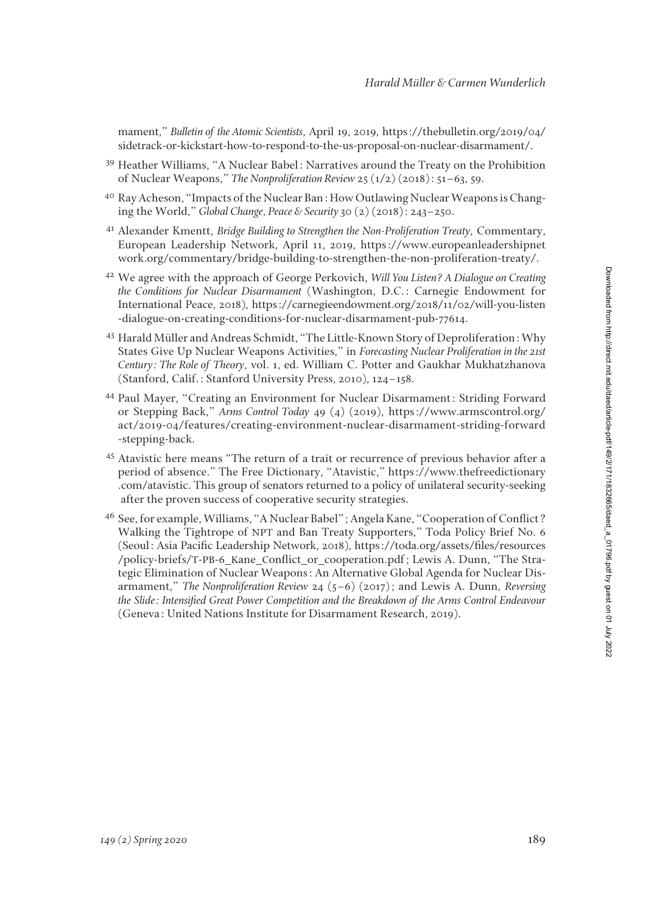mament," *Bulletin of the Atomic Scientists*, April 19, 2019, https://thebulletin.org/2019/04/sidetrack-or-kickstart-how-to-respond-to-the-us-proposal-on-nuclear-disarmament/.

[39] Heather Williams, "A Nuclear Babel: Narratives around the Treaty on the Prohibition of Nuclear Weapons," *The Nonproliferation Review* 25 (1/2) (2018): 51–63, 59.

[40] Ray Acheson, "Impacts of the Nuclear Ban: How Outlawing Nuclear Weapons is Changing the World," *Global Change, Peace & Security* 30 (2) (2018): 243–250.

[41] Alexander Kmentt, *Bridge Building to Strengthen the Non-Proliferation Treaty*, Commentary, European Leadership Network, April 11, 2019, https://www.europeanleadershipnetwork.org/commentary/bridge-building-to-strengthen-the-non-proliferation-treaty/.

[42] We agree with the approach of George Perkovich, *Will You Listen? A Dialogue on Creating the Conditions for Nuclear Disarmament* (Washington, D.C.: Carnegie Endowment for International Peace, 2018), https://carnegieendowment.org/2018/11/02/will-you-listen-dialogue-on-creating-conditions-for-nuclear-disarmament-pub-77614.

[43] Harald Müller and Andreas Schmidt, "The Little-Known Story of Deproliferation: Why States Give Up Nuclear Weapons Activities," in *Forecasting Nuclear Proliferation in the 21st Century: The Role of Theory*, vol. 1, ed. William C. Potter and Gaukhar Mukhatzhanova (Stanford, Calif.: Stanford University Press, 2010), 124–158.

[44] Paul Mayer, "Creating an Environment for Nuclear Disarmament: Striding Forward or Stepping Back," *Arms Control Today* 49 (4) (2019), https://www.armscontrol.org/act/2019-04/features/creating-environment-nuclear-disarmament-striding-forward-stepping-back.

[45] Atavistic here means "The return of a trait or recurrence of previous behavior after a period of absence." The Free Dictionary, "Atavistic," https://www.thefreedictionary.com/atavistic. This group of senators returned to a policy of unilateral security-seeking after the proven success of cooperative security strategies.

[46] See, for example, Williams, "A Nuclear Babel"; Angela Kane, "Cooperation of Conflict? Walking the Tightrope of NPT and Ban Treaty Supporters," Toda Policy Brief No. 6 (Seoul: Asia Pacific Leadership Network, 2018), https://toda.org/assets/files/resources/policy-briefs/T-PB-6_Kane_Conflict_or_cooperation.pdf; Lewis A. Dunn, "The Strategic Elimination of Nuclear Weapons: An Alternative Global Agenda for Nuclear Disarmament," *The Nonproliferation Review* 24 (5–6) (2017); and Lewis A. Dunn, *Reversing the Slide: Intensified Great Power Competition and the Breakdown of the Arms Control Endeavour* (Geneva: United Nations Institute for Disarmament Research, 2019).